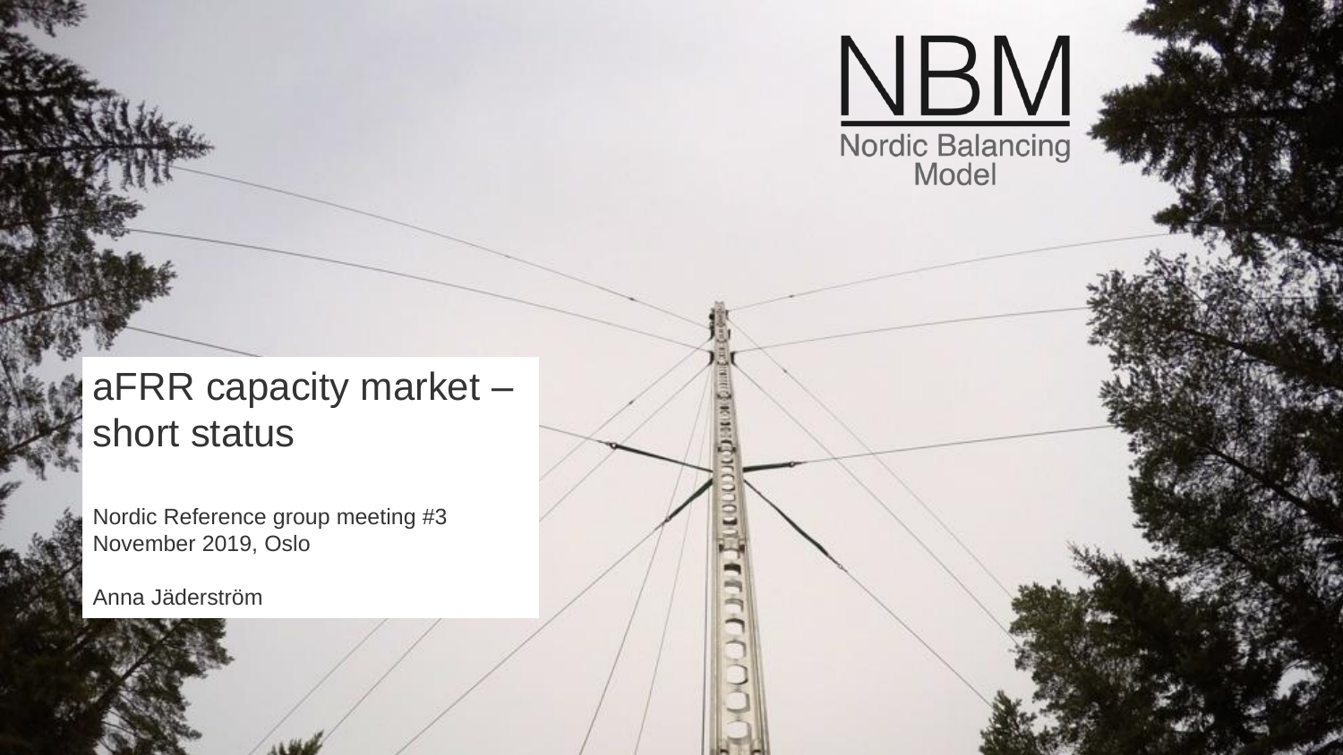NBM

Nordic Balancing Model

# aFRR capacity market – short status

Nordic Reference group meeting #3
November 2019, Oslo

Anna Jäderström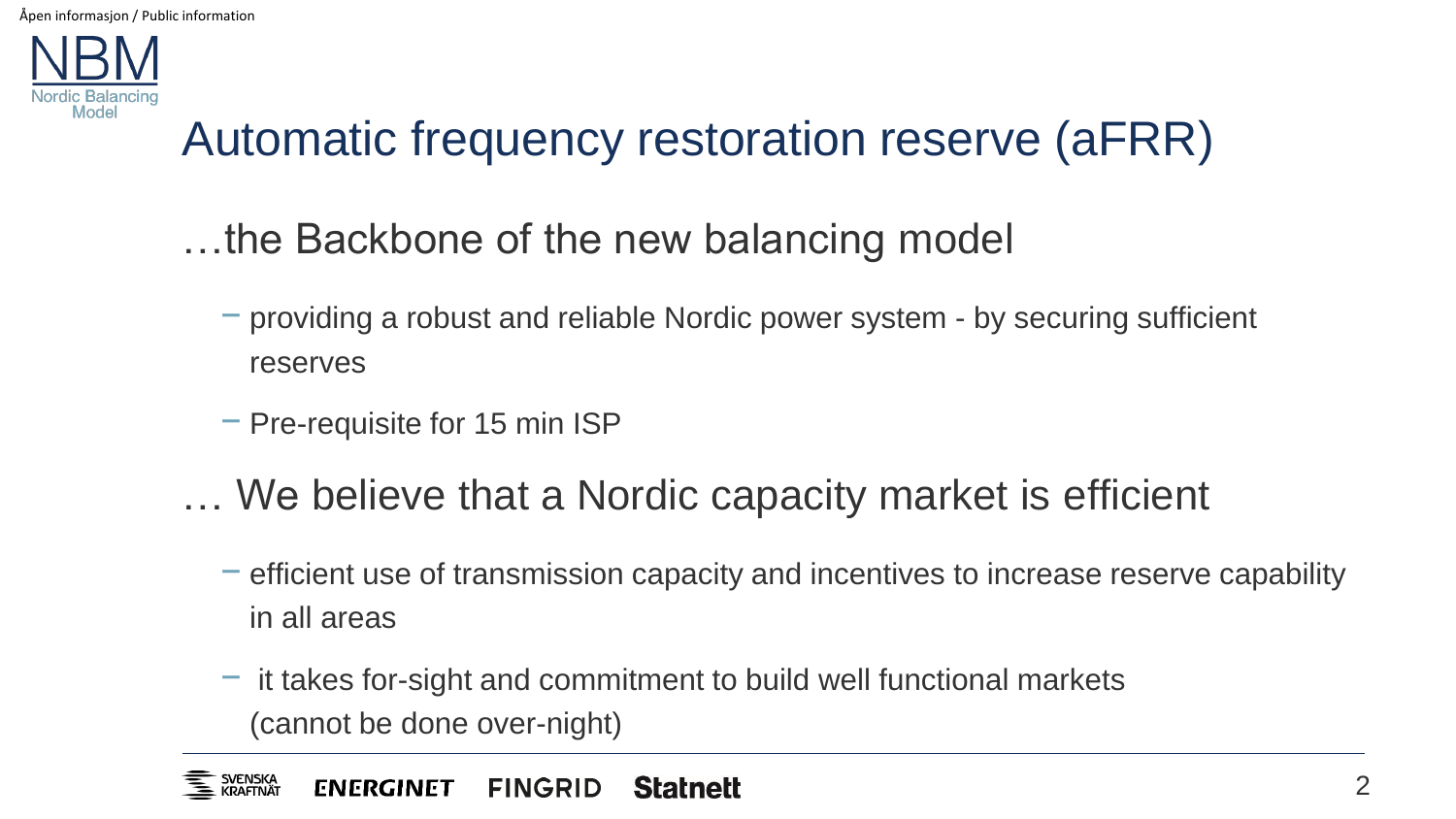# Automatic frequency restoration reserve (aFRR)

## …the Backbone of the new balancing model

- providing a robust and reliable Nordic power system - by securing sufficient reserves
- Pre-requisite for 15 min ISP

## … We believe that a Nordic capacity market is efficient

- efficient use of transmission capacity and incentives to increase reserve capability in all areas
- it takes for-sight and commitment to build well functional markets (cannot be done over-night)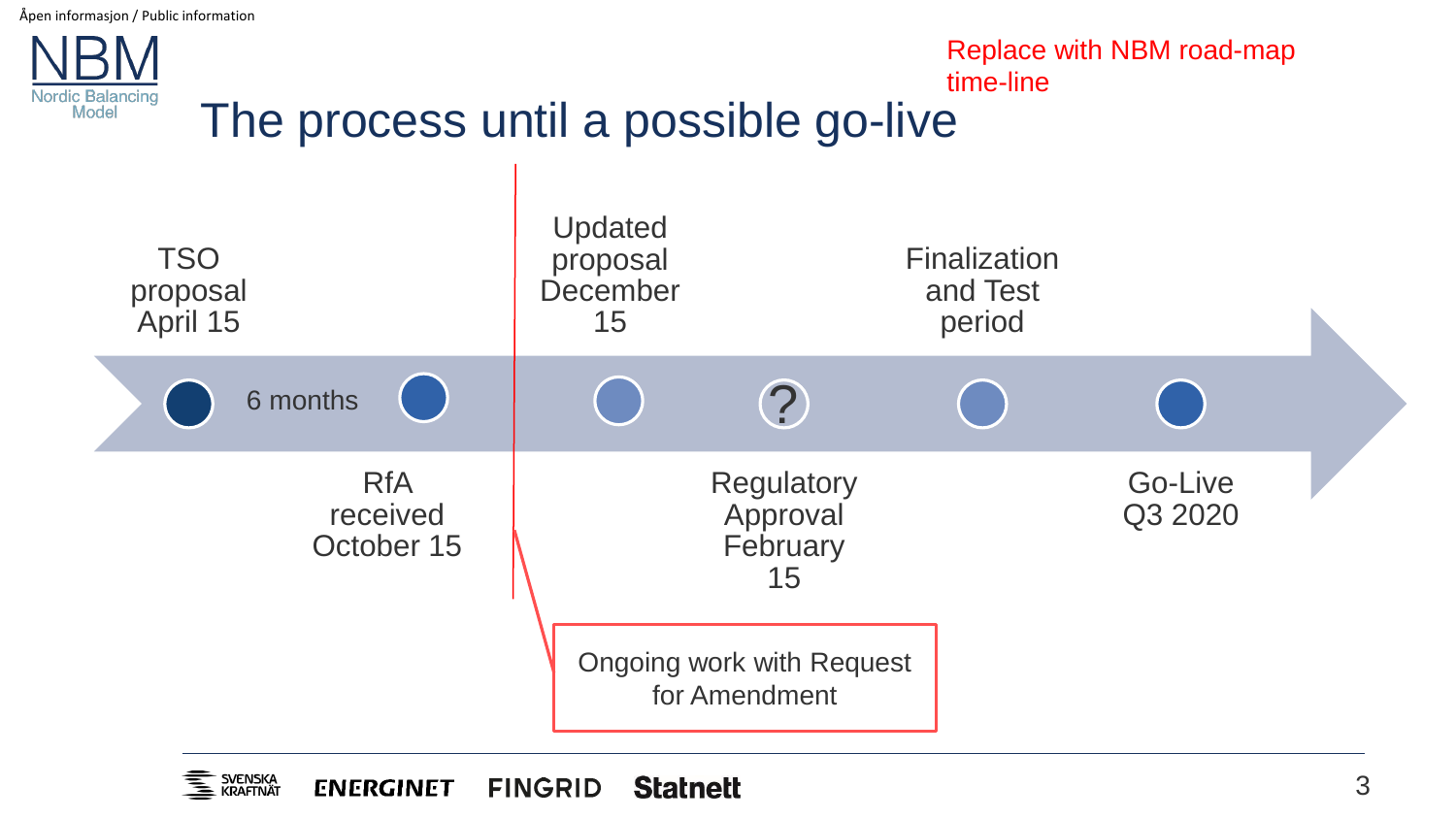# The process until a possible go-live

Replace with NBM road-map time-line

- TSO proposal April 15
- 6 months
- RfA received October 15
- Updated proposal December 15
- Regulatory Approval February 15 ?
- Finalization and Test period
- Go-Live Q3 2020

Ongoing work with Request for Amendment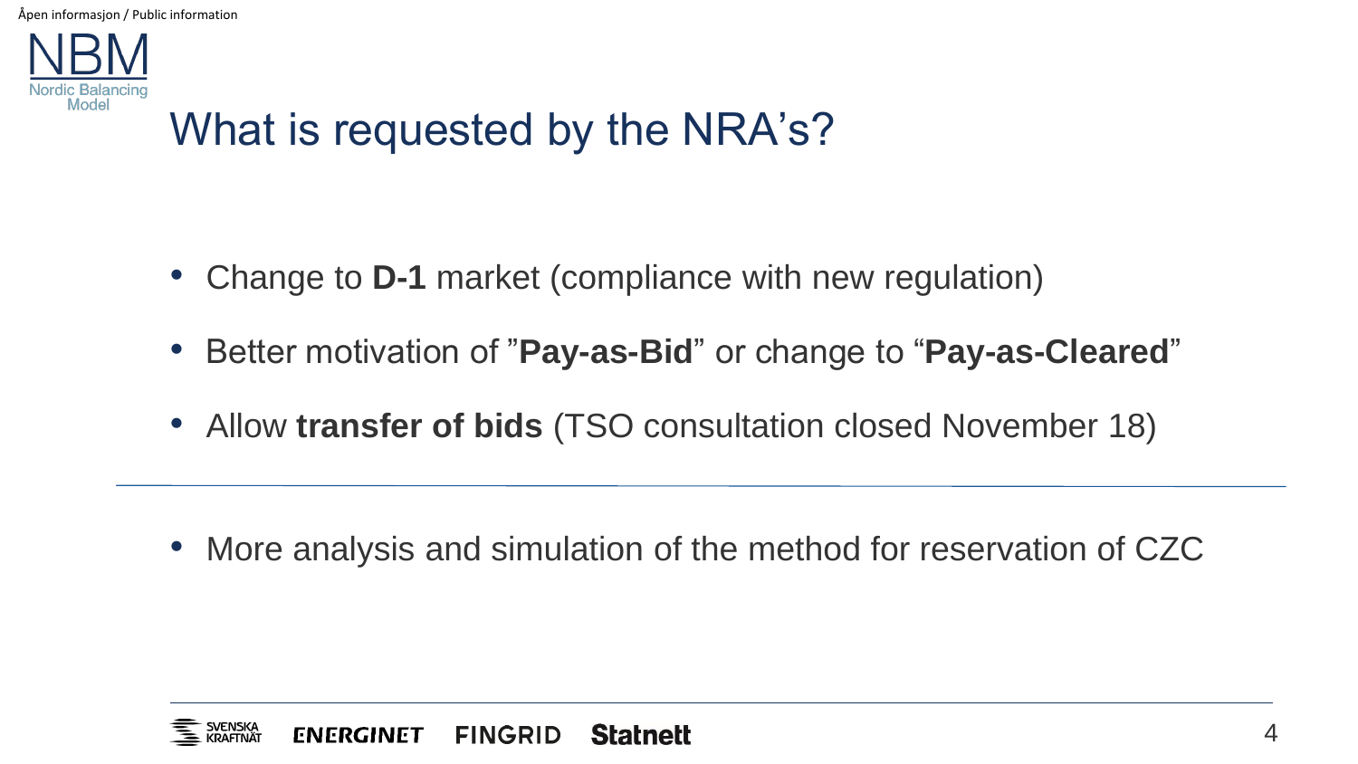# What is requested by the NRA's?

- Change to **D-1** market (compliance with new regulation)
- Better motivation of "**Pay-as-Bid**" or change to "**Pay-as-Cleared**"
- Allow **transfer of bids** (TSO consultation closed November 18)

---

- More analysis and simulation of the method for reservation of CZC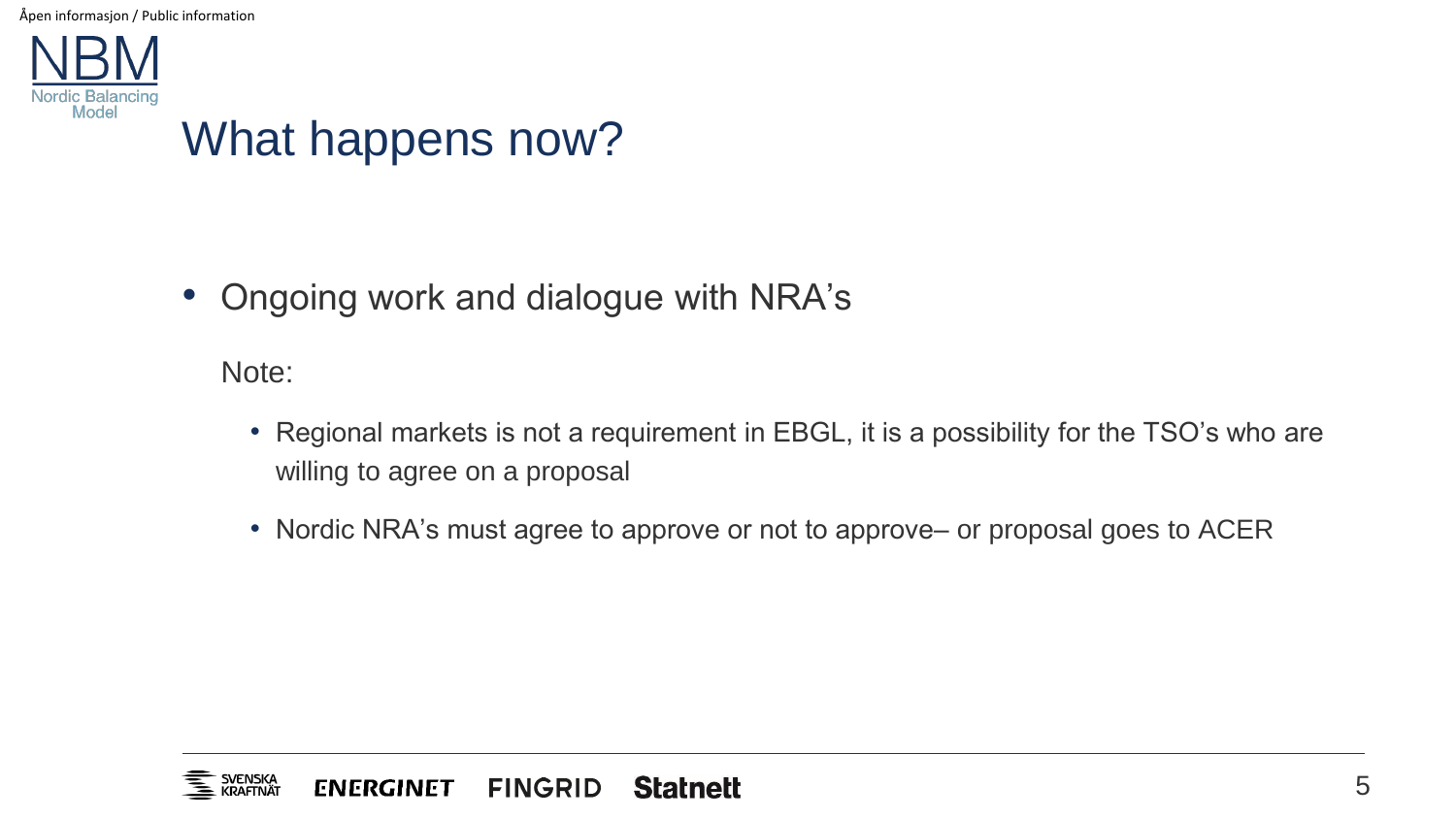# What happens now?

- Ongoing work and dialogue with NRA’s

  Note:

  - Regional markets is not a requirement in EBGL, it is a possibility for the TSO’s who are willing to agree on a proposal
  - Nordic NRA’s must agree to approve or not to approve– or proposal goes to ACER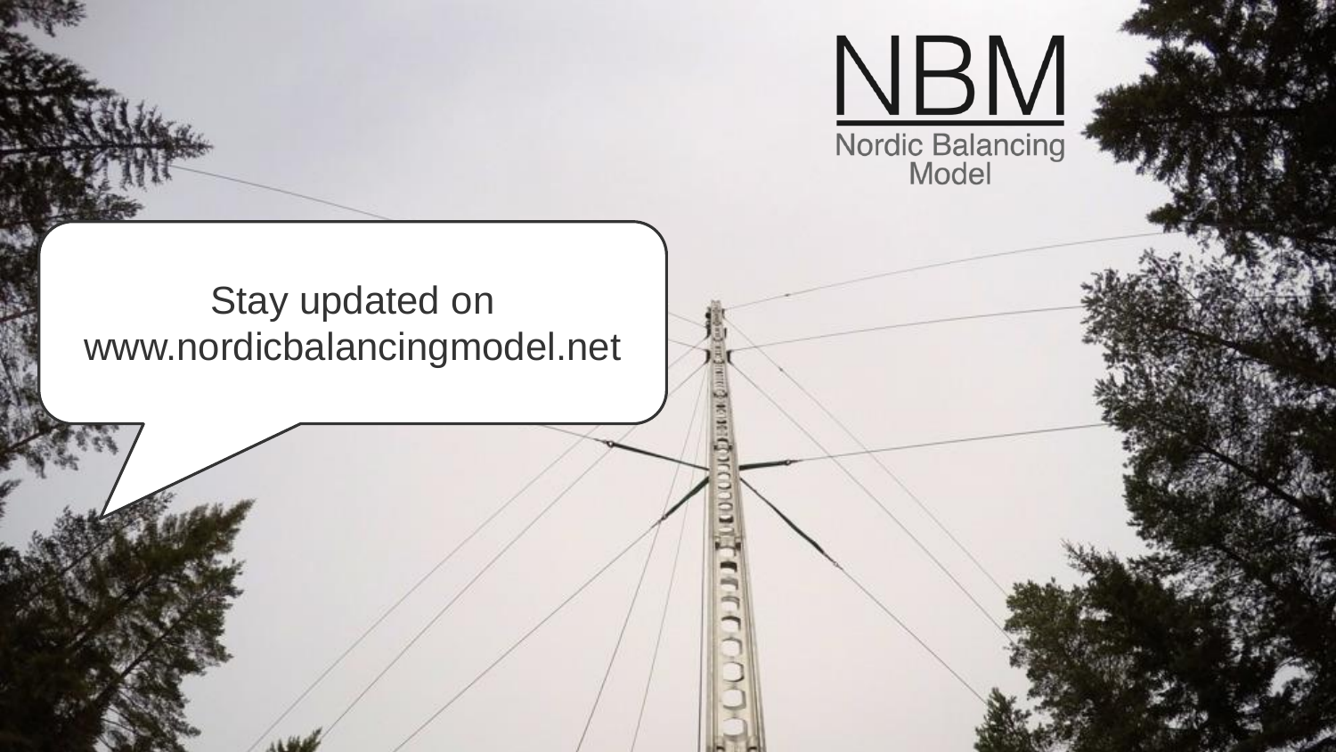NBM

Nordic Balancing Model

Stay updated on www.nordicbalancingmodel.net